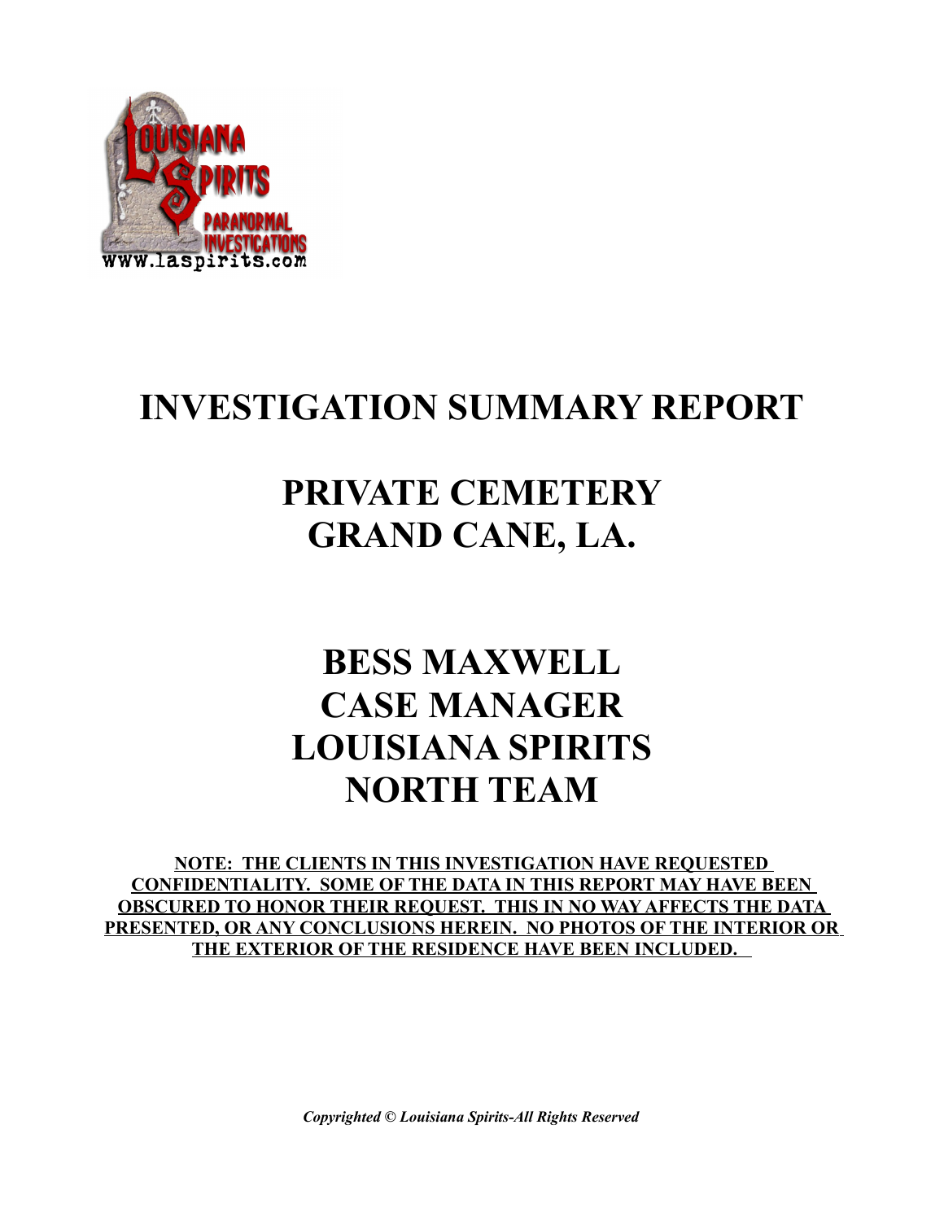# INVESTIGATION SUMMARY REPORT

# PRIVATE CEMETERY
# GRAND CANE, LA.

## BESS MAXWELL
## CASE MANAGER
## LOUISIANA SPIRITS
## NORTH TEAM

**NOTE: THE CLIENTS IN THIS INVESTIGATION HAVE REQUESTED CONFIDENTIALITY. SOME OF THE DATA IN THIS REPORT MAY HAVE BEEN OBSCURED TO HONOR THEIR REQUEST. THIS IN NO WAY AFFECTS THE DATA PRESENTED, OR ANY CONCLUSIONS HEREIN. NO PHOTOS OF THE INTERIOR OR THE EXTERIOR OF THE RESIDENCE HAVE BEEN INCLUDED.**

***Copyrighted © Louisiana Spirits-All Rights Reserved***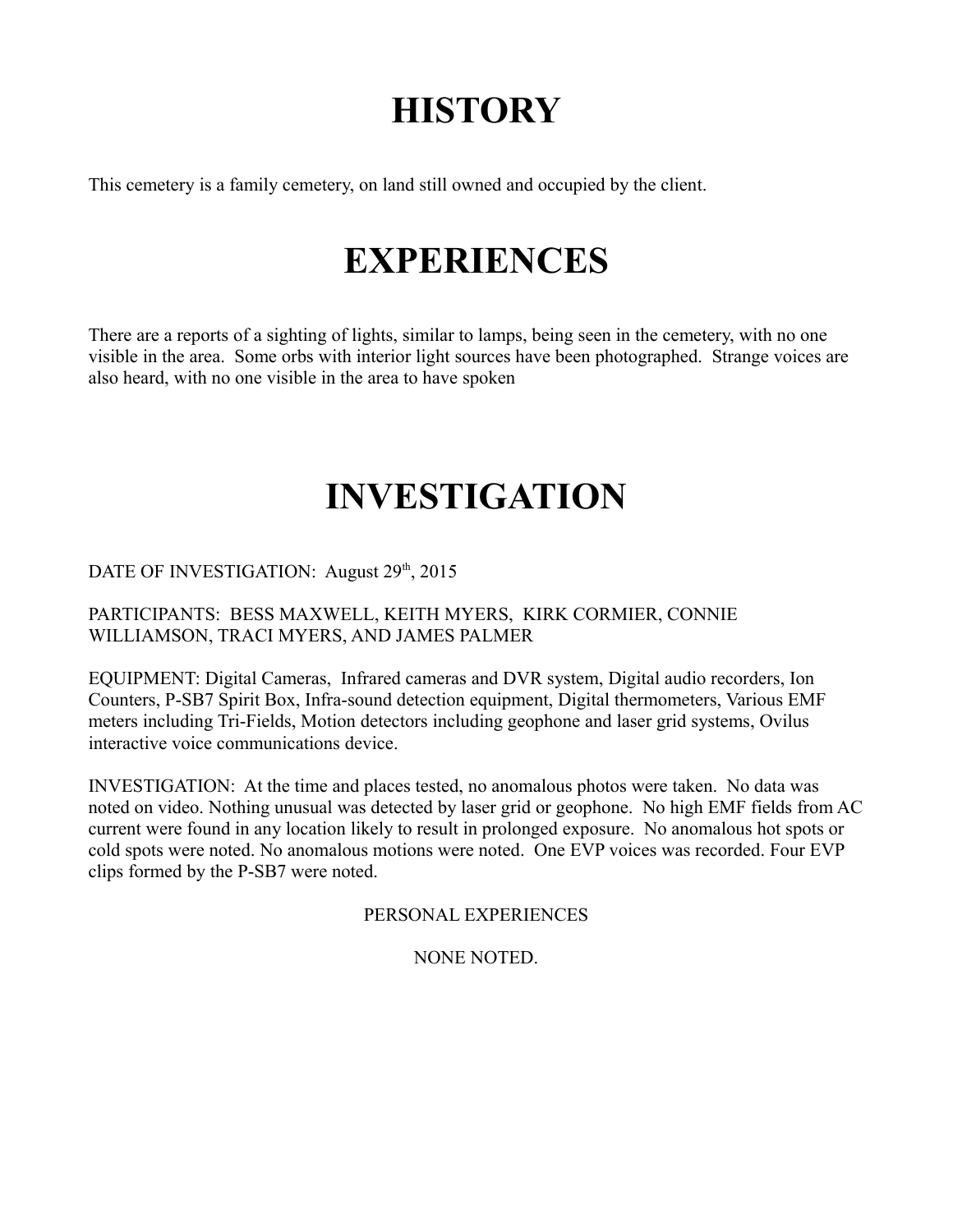# HISTORY

This cemetery is a family cemetery, on land still owned and occupied by the client.

# EXPERIENCES

There are a reports of a sighting of lights, similar to lamps, being seen in the cemetery, with no one visible in the area. Some orbs with interior light sources have been photographed. Strange voices are also heard, with no one visible in the area to have spoken

# INVESTIGATION

DATE OF INVESTIGATION: August 29th, 2015

PARTICIPANTS: BESS MAXWELL, KEITH MYERS, KIRK CORMIER, CONNIE WILLIAMSON, TRACI MYERS, AND JAMES PALMER

EQUIPMENT: Digital Cameras, Infrared cameras and DVR system, Digital audio recorders, Ion Counters, P-SB7 Spirit Box, Infra-sound detection equipment, Digital thermometers, Various EMF meters including Tri-Fields, Motion detectors including geophone and laser grid systems, Ovilus interactive voice communications device.

INVESTIGATION: At the time and places tested, no anomalous photos were taken. No data was noted on video. Nothing unusual was detected by laser grid or geophone. No high EMF fields from AC current were found in any location likely to result in prolonged exposure. No anomalous hot spots or cold spots were noted. No anomalous motions were noted. One EVP voices was recorded. Four EVP clips formed by the P-SB7 were noted.

PERSONAL EXPERIENCES

NONE NOTED.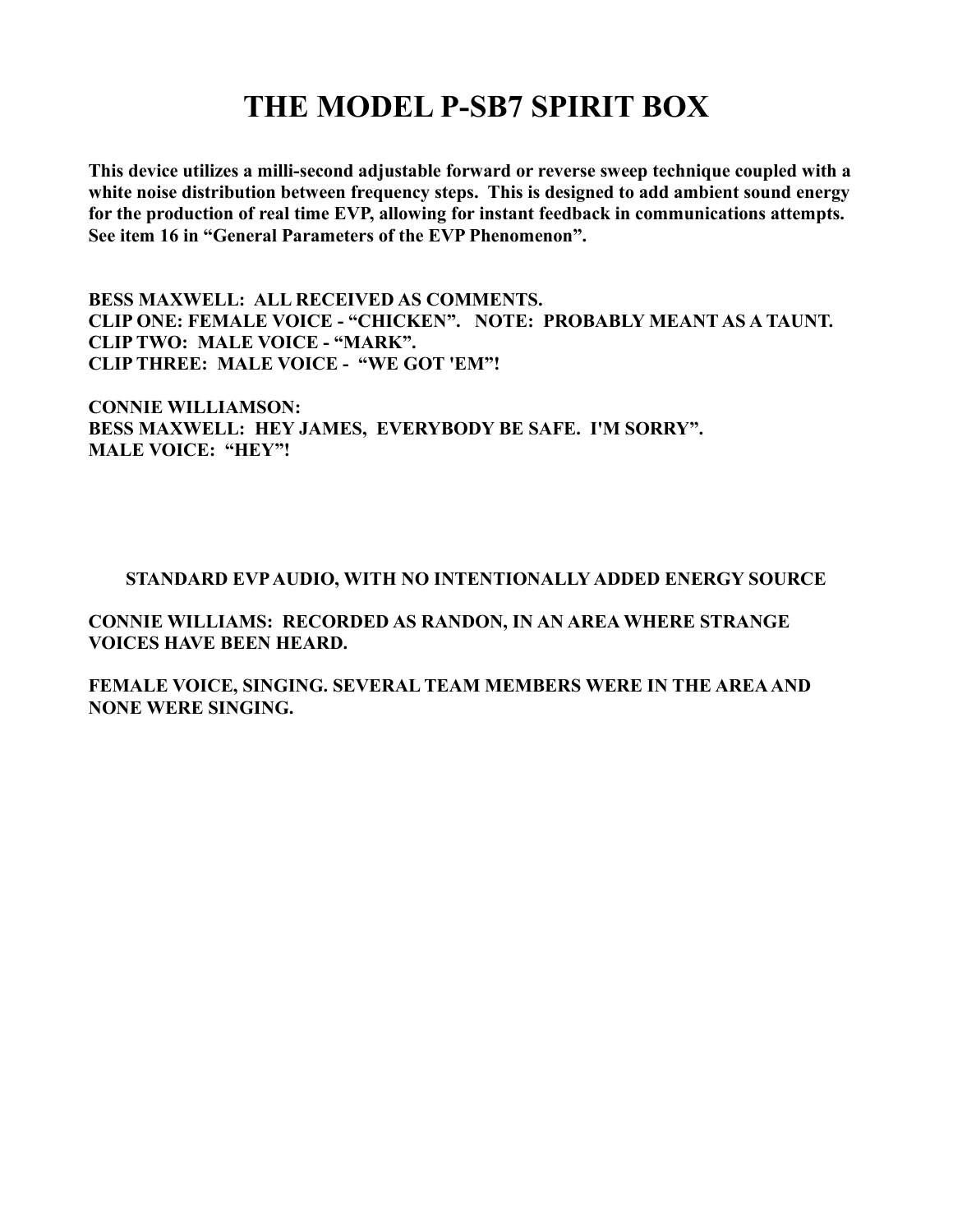# THE MODEL P-SB7 SPIRIT BOX

**This device utilizes a milli-second adjustable forward or reverse sweep technique coupled with a white noise distribution between frequency steps. This is designed to add ambient sound energy for the production of real time EVP, allowing for instant feedback in communications attempts. See item 16 in "General Parameters of the EVP Phenomenon".**

**BESS MAXWELL: ALL RECEIVED AS COMMENTS.**
**CLIP ONE: FEMALE VOICE - "CHICKEN". NOTE: PROBABLY MEANT AS A TAUNT.**
**CLIP TWO: MALE VOICE - "MARK".**
**CLIP THREE: MALE VOICE - "WE GOT 'EM"!**

**CONNIE WILLIAMSON:**
**BESS MAXWELL: HEY JAMES, EVERYBODY BE SAFE. I'M SORRY".**
**MALE VOICE: "HEY"!**

## STANDARD EVP AUDIO, WITH NO INTENTIONALLY ADDED ENERGY SOURCE

**CONNIE WILLIAMS: RECORDED AS RANDON, IN AN AREA WHERE STRANGE VOICES HAVE BEEN HEARD.**

**FEMALE VOICE, SINGING. SEVERAL TEAM MEMBERS WERE IN THE AREA AND NONE WERE SINGING.**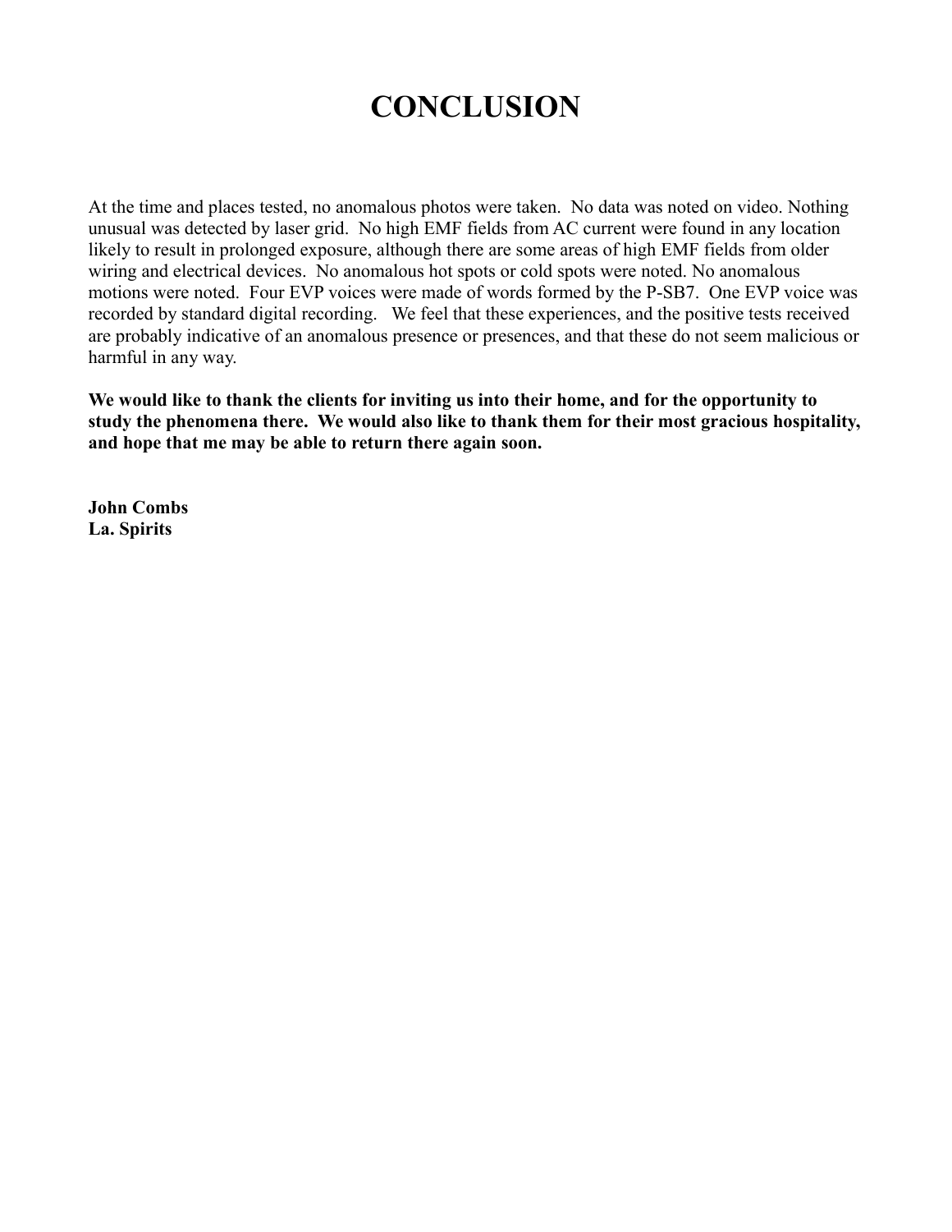# CONCLUSION

At the time and places tested, no anomalous photos were taken. No data was noted on video. Nothing unusual was detected by laser grid. No high EMF fields from AC current were found in any location likely to result in prolonged exposure, although there are some areas of high EMF fields from older wiring and electrical devices. No anomalous hot spots or cold spots were noted. No anomalous motions were noted. Four EVP voices were made of words formed by the P-SB7. One EVP voice was recorded by standard digital recording. We feel that these experiences, and the positive tests received are probably indicative of an anomalous presence or presences, and that these do not seem malicious or harmful in any way.

**We would like to thank the clients for inviting us into their home, and for the opportunity to study the phenomena there. We would also like to thank them for their most gracious hospitality, and hope that me may be able to return there again soon.**

**John Combs**
**La. Spirits**